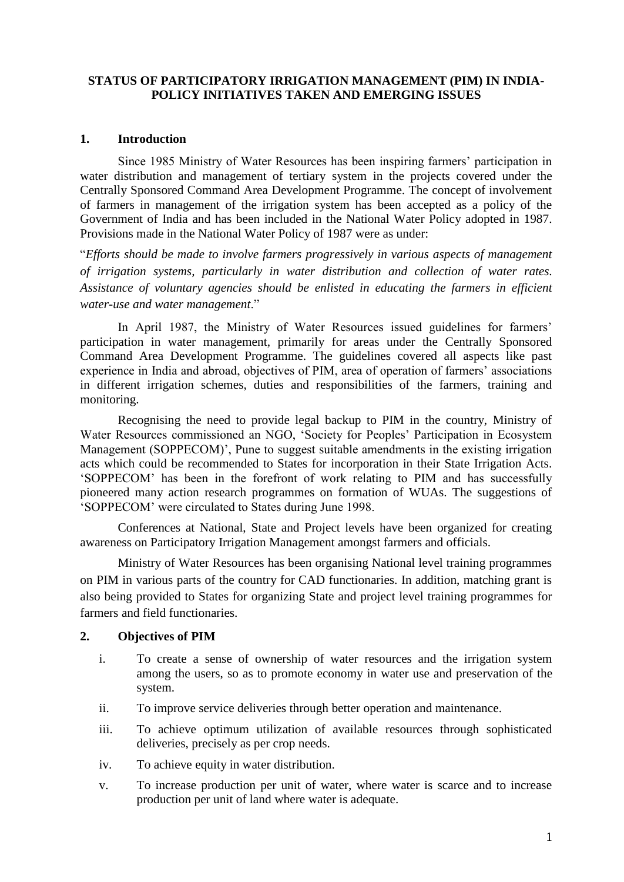# STATUS OF PARTICIPATORY IRRIGATION MANAGEMENT (PIM) IN INDIA- POLICY INITIATIVES TAKEN AND EMERGING ISSUES

## 1. Introduction

Since 1985 Ministry of Water Resources has been inspiring farmers' participation in water distribution and management of tertiary system in the projects covered under the Centrally Sponsored Command Area Development Programme. The concept of involvement of farmers in management of the irrigation system has been accepted as a policy of the Government of India and has been included in the National Water Policy adopted in 1987. Provisions made in the National Water Policy of 1987 were as under:

"*Efforts should be made to involve farmers progressively in various aspects of management of irrigation systems, particularly in water distribution and collection of water rates. Assistance of voluntary agencies should be enlisted in educating the farmers in efficient water-use and water management*."

In April 1987, the Ministry of Water Resources issued guidelines for farmers' participation in water management, primarily for areas under the Centrally Sponsored Command Area Development Programme. The guidelines covered all aspects like past experience in India and abroad, objectives of PIM, area of operation of farmers' associations in different irrigation schemes, duties and responsibilities of the farmers, training and monitoring.

Recognising the need to provide legal backup to PIM in the country, Ministry of Water Resources commissioned an NGO, 'Society for Peoples' Participation in Ecosystem Management (SOPPECOM)', Pune to suggest suitable amendments in the existing irrigation acts which could be recommended to States for incorporation in their State Irrigation Acts. 'SOPPECOM' has been in the forefront of work relating to PIM and has successfully pioneered many action research programmes on formation of WUAs. The suggestions of 'SOPPECOM' were circulated to States during June 1998.

Conferences at National, State and Project levels have been organized for creating awareness on Participatory Irrigation Management amongst farmers and officials.

Ministry of Water Resources has been organising National level training programmes on PIM in various parts of the country for CAD functionaries. In addition, matching grant is also being provided to States for organizing State and project level training programmes for farmers and field functionaries.

## 2. Objectives of PIM

i. To create a sense of ownership of water resources and the irrigation system among the users, so as to promote economy in water use and preservation of the system.

ii. To improve service deliveries through better operation and maintenance.

iii. To achieve optimum utilization of available resources through sophisticated deliveries, precisely as per crop needs.

iv. To achieve equity in water distribution.

v. To increase production per unit of water, where water is scarce and to increase production per unit of land where water is adequate.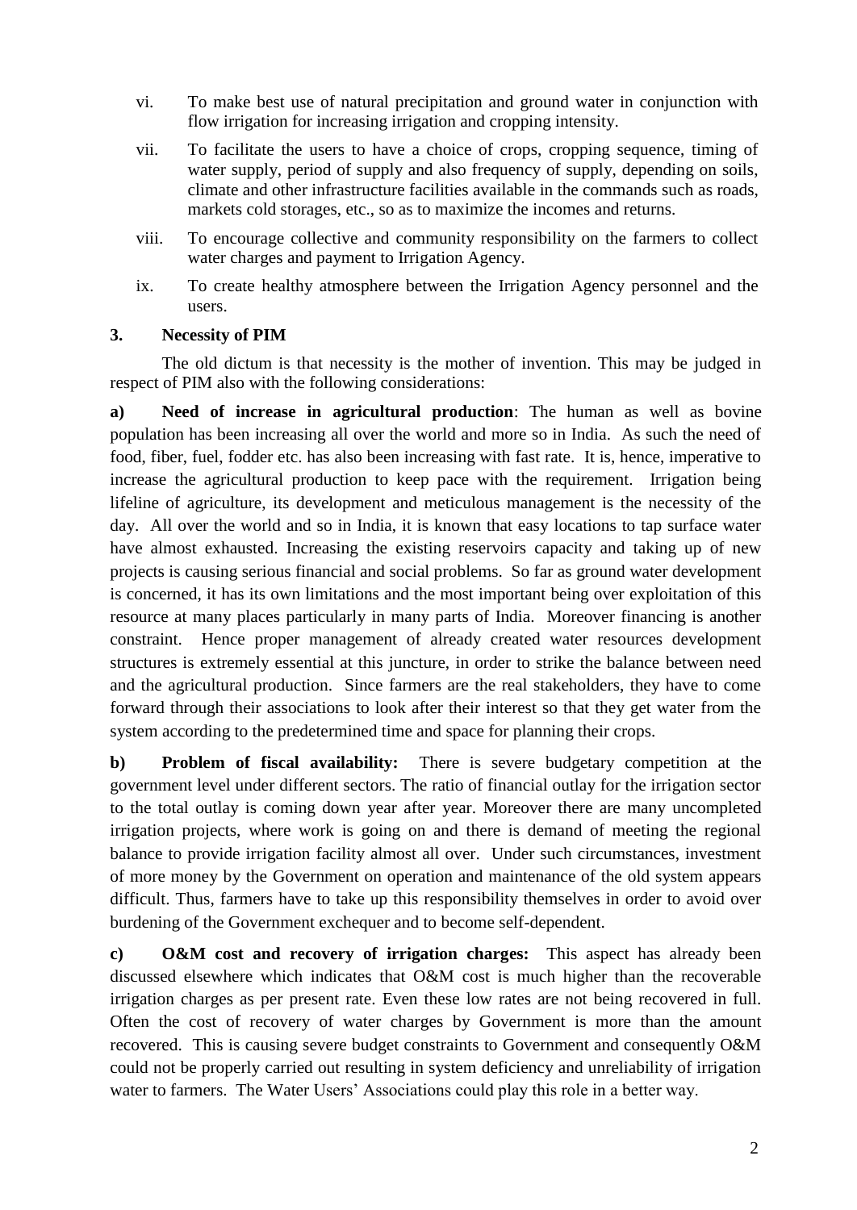vi. To make best use of natural precipitation and ground water in conjunction with flow irrigation for increasing irrigation and cropping intensity.

vii. To facilitate the users to have a choice of crops, cropping sequence, timing of water supply, period of supply and also frequency of supply, depending on soils, climate and other infrastructure facilities available in the commands such as roads, markets cold storages, etc., so as to maximize the incomes and returns.

viii. To encourage collective and community responsibility on the farmers to collect water charges and payment to Irrigation Agency.

ix. To create healthy atmosphere between the Irrigation Agency personnel and the users.

### 3. Necessity of PIM

The old dictum is that necessity is the mother of invention. This may be judged in respect of PIM also with the following considerations:

**a) Need of increase in agricultural production**: The human as well as bovine population has been increasing all over the world and more so in India. As such the need of food, fiber, fuel, fodder etc. has also been increasing with fast rate. It is, hence, imperative to increase the agricultural production to keep pace with the requirement. Irrigation being lifeline of agriculture, its development and meticulous management is the necessity of the day. All over the world and so in India, it is known that easy locations to tap surface water have almost exhausted. Increasing the existing reservoirs capacity and taking up of new projects is causing serious financial and social problems. So far as ground water development is concerned, it has its own limitations and the most important being over exploitation of this resource at many places particularly in many parts of India. Moreover financing is another constraint. Hence proper management of already created water resources development structures is extremely essential at this juncture, in order to strike the balance between need and the agricultural production. Since farmers are the real stakeholders, they have to come forward through their associations to look after their interest so that they get water from the system according to the predetermined time and space for planning their crops.

**b) Problem of fiscal availability:** There is severe budgetary competition at the government level under different sectors. The ratio of financial outlay for the irrigation sector to the total outlay is coming down year after year. Moreover there are many uncompleted irrigation projects, where work is going on and there is demand of meeting the regional balance to provide irrigation facility almost all over. Under such circumstances, investment of more money by the Government on operation and maintenance of the old system appears difficult. Thus, farmers have to take up this responsibility themselves in order to avoid over burdening of the Government exchequer and to become self-dependent.

**c) O&M cost and recovery of irrigation charges:** This aspect has already been discussed elsewhere which indicates that O&M cost is much higher than the recoverable irrigation charges as per present rate. Even these low rates are not being recovered in full. Often the cost of recovery of water charges by Government is more than the amount recovered. This is causing severe budget constraints to Government and consequently O&M could not be properly carried out resulting in system deficiency and unreliability of irrigation water to farmers. The Water Users' Associations could play this role in a better way.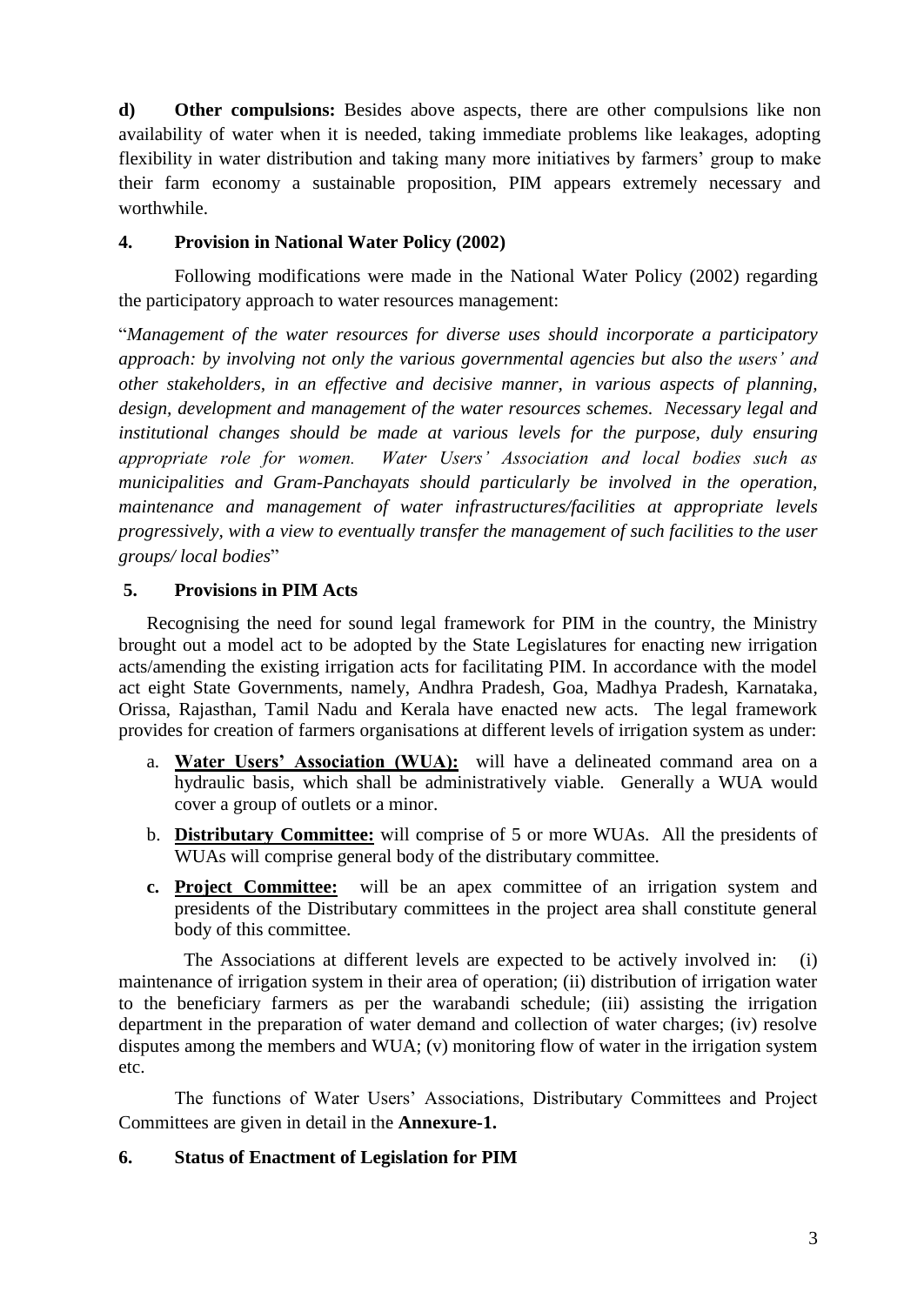**d) Other compulsions:** Besides above aspects, there are other compulsions like non availability of water when it is needed, taking immediate problems like leakages, adopting flexibility in water distribution and taking many more initiatives by farmers' group to make their farm economy a sustainable proposition, PIM appears extremely necessary and worthwhile.

## 4. Provision in National Water Policy (2002)

Following modifications were made in the National Water Policy (2002) regarding the participatory approach to water resources management:

"*Management of the water resources for diverse uses should incorporate a participatory approach: by involving not only the various governmental agencies but also the users' and other stakeholders, in an effective and decisive manner, in various aspects of planning, design, development and management of the water resources schemes. Necessary legal and institutional changes should be made at various levels for the purpose, duly ensuring appropriate role for women. Water Users' Association and local bodies such as municipalities and Gram-Panchayats should particularly be involved in the operation, maintenance and management of water infrastructures/facilities at appropriate levels progressively, with a view to eventually transfer the management of such facilities to the user groups/ local bodies*"

## 5. Provisions in PIM Acts

Recognising the need for sound legal framework for PIM in the country, the Ministry brought out a model act to be adopted by the State Legislatures for enacting new irrigation acts/amending the existing irrigation acts for facilitating PIM. In accordance with the model act eight State Governments, namely, Andhra Pradesh, Goa, Madhya Pradesh, Karnataka, Orissa, Rajasthan, Tamil Nadu and Kerala have enacted new acts. The legal framework provides for creation of farmers organisations at different levels of irrigation system as under:

a. **Water Users' Association (WUA):** will have a delineated command area on a hydraulic basis, which shall be administratively viable. Generally a WUA would cover a group of outlets or a minor.

b. **Distributary Committee:** will comprise of 5 or more WUAs. All the presidents of WUAs will comprise general body of the distributary committee.

c. **Project Committee:** will be an apex committee of an irrigation system and presidents of the Distributary committees in the project area shall constitute general body of this committee.

The Associations at different levels are expected to be actively involved in: (i) maintenance of irrigation system in their area of operation; (ii) distribution of irrigation water to the beneficiary farmers as per the warabandi schedule; (iii) assisting the irrigation department in the preparation of water demand and collection of water charges; (iv) resolve disputes among the members and WUA; (v) monitoring flow of water in the irrigation system etc.

The functions of Water Users' Associations, Distributary Committees and Project Committees are given in detail in the **Annexure-1.**

## 6. Status of Enactment of Legislation for PIM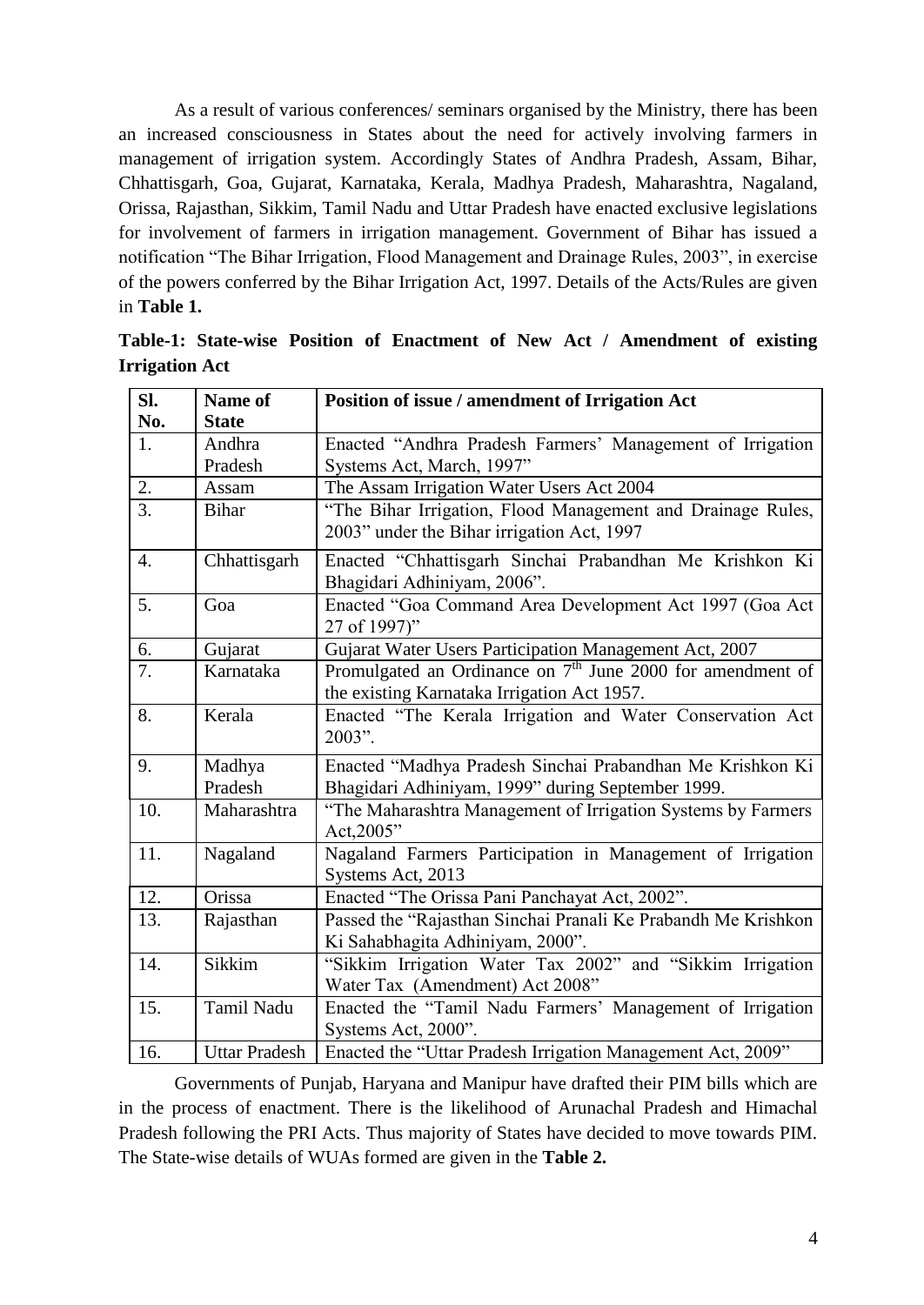As a result of various conferences/ seminars organised by the Ministry, there has been an increased consciousness in States about the need for actively involving farmers in management of irrigation system. Accordingly States of Andhra Pradesh, Assam, Bihar, Chhattisgarh, Goa, Gujarat, Karnataka, Kerala, Madhya Pradesh, Maharashtra, Nagaland, Orissa, Rajasthan, Sikkim, Tamil Nadu and Uttar Pradesh have enacted exclusive legislations for involvement of farmers in irrigation management. Government of Bihar has issued a notification "The Bihar Irrigation, Flood Management and Drainage Rules, 2003", in exercise of the powers conferred by the Bihar Irrigation Act, 1997. Details of the Acts/Rules are given in **Table 1.**

**Table-1: State-wise Position of Enactment of New Act / Amendment of existing Irrigation Act**

| Sl. No. | Name of State | Position of issue / amendment of Irrigation Act |
|---|---|---|
| 1. | Andhra Pradesh | Enacted "Andhra Pradesh Farmers' Management of Irrigation Systems Act, March, 1997" |
| 2. | Assam | The Assam Irrigation Water Users Act 2004 |
| 3. | Bihar | "The Bihar Irrigation, Flood Management and Drainage Rules, 2003" under the Bihar irrigation Act, 1997 |
| 4. | Chhattisgarh | Enacted "Chhattisgarh Sinchai Prabandhan Me Krishkon Ki Bhagidari Adhiniyam, 2006". |
| 5. | Goa | Enacted "Goa Command Area Development Act 1997 (Goa Act 27 of 1997)" |
| 6. | Gujarat | Gujarat Water Users Participation Management Act, 2007 |
| 7. | Karnataka | Promulgated an Ordinance on 7th June 2000 for amendment of the existing Karnataka Irrigation Act 1957. |
| 8. | Kerala | Enacted "The Kerala Irrigation and Water Conservation Act 2003". |
| 9. | Madhya Pradesh | Enacted "Madhya Pradesh Sinchai Prabandhan Me Krishkon Ki Bhagidari Adhiniyam, 1999" during September 1999. |
| 10. | Maharashtra | "The Maharashtra Management of Irrigation Systems by Farmers Act,2005" |
| 11. | Nagaland | Nagaland Farmers Participation in Management of Irrigation Systems Act, 2013 |
| 12. | Orissa | Enacted "The Orissa Pani Panchayat Act, 2002". |
| 13. | Rajasthan | Passed the "Rajasthan Sinchai Pranali Ke Prabandh Me Krishkon Ki Sahabhagita Adhiniyam, 2000". |
| 14. | Sikkim | "Sikkim Irrigation Water Tax 2002" and "Sikkim Irrigation Water Tax (Amendment) Act 2008" |
| 15. | Tamil Nadu | Enacted the "Tamil Nadu Farmers' Management of Irrigation Systems Act, 2000". |
| 16. | Uttar Pradesh | Enacted the "Uttar Pradesh Irrigation Management Act, 2009" |

Governments of Punjab, Haryana and Manipur have drafted their PIM bills which are in the process of enactment. There is the likelihood of Arunachal Pradesh and Himachal Pradesh following the PRI Acts. Thus majority of States have decided to move towards PIM. The State-wise details of WUAs formed are given in the **Table 2.**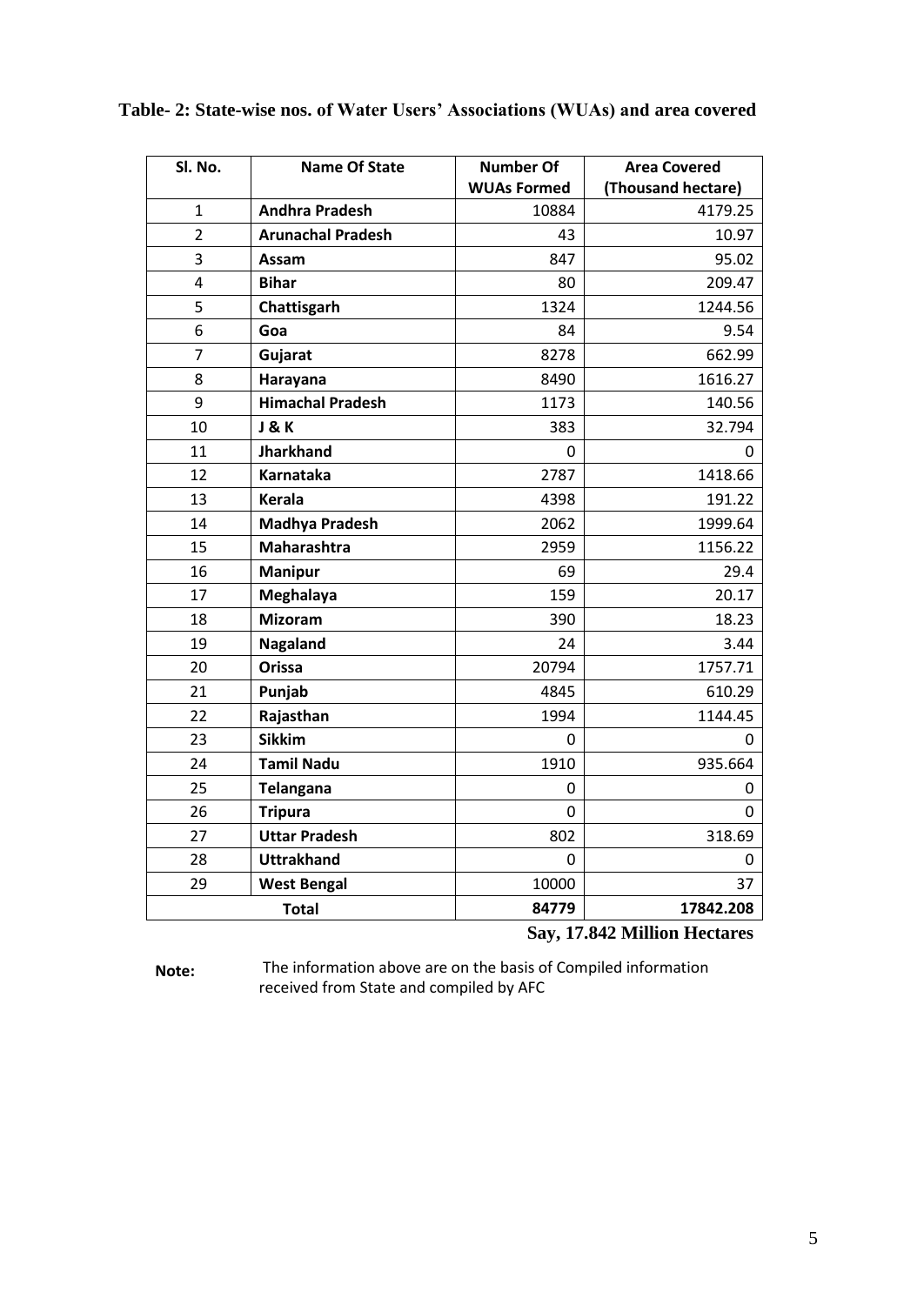**Table- 2: State-wise nos. of Water Users' Associations (WUAs) and area covered**

| Sl. No. | Name Of State | Number Of WUAs Formed | Area Covered (Thousand hectare) |
|---|---|---|---|
| 1 | **Andhra Pradesh** | 10884 | 4179.25 |
| 2 | **Arunachal Pradesh** | 43 | 10.97 |
| 3 | **Assam** | 847 | 95.02 |
| 4 | **Bihar** | 80 | 209.47 |
| 5 | **Chattisgarh** | 1324 | 1244.56 |
| 6 | **Goa** | 84 | 9.54 |
| 7 | **Gujarat** | 8278 | 662.99 |
| 8 | **Harayana** | 8490 | 1616.27 |
| 9 | **Himachal Pradesh** | 1173 | 140.56 |
| 10 | **J & K** | 383 | 32.794 |
| 11 | **Jharkhand** | 0 | 0 |
| 12 | **Karnataka** | 2787 | 1418.66 |
| 13 | **Kerala** | 4398 | 191.22 |
| 14 | **Madhya Pradesh** | 2062 | 1999.64 |
| 15 | **Maharashtra** | 2959 | 1156.22 |
| 16 | **Manipur** | 69 | 29.4 |
| 17 | **Meghalaya** | 159 | 20.17 |
| 18 | **Mizoram** | 390 | 18.23 |
| 19 | **Nagaland** | 24 | 3.44 |
| 20 | **Orissa** | 20794 | 1757.71 |
| 21 | **Punjab** | 4845 | 610.29 |
| 22 | **Rajasthan** | 1994 | 1144.45 |
| 23 | **Sikkim** | 0 | 0 |
| 24 | **Tamil Nadu** | 1910 | 935.664 |
| 25 | **Telangana** | 0 | 0 |
| 26 | **Tripura** | 0 | 0 |
| 27 | **Uttar Pradesh** | 802 | 318.69 |
| 28 | **Uttrakhand** | 0 | 0 |
| 29 | **West Bengal** | 10000 | 37 |
| **Total** | | **84779** | **17842.208** |

**Say, 17.842 Million Hectares**

**Note:** The information above are on the basis of Compiled information received from State and compiled by AFC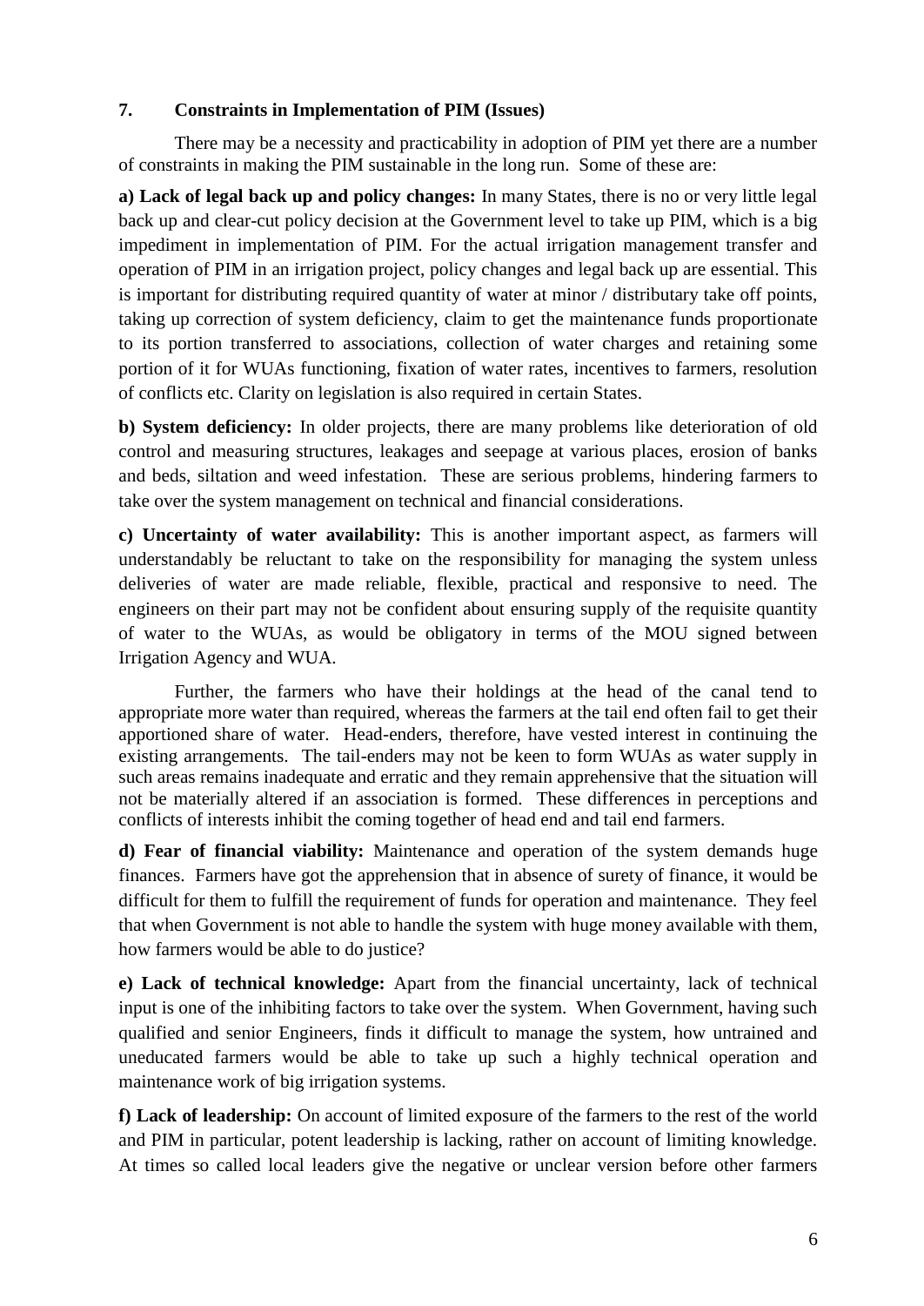## 7. Constraints in Implementation of PIM (Issues)

There may be a necessity and practicability in adoption of PIM yet there are a number of constraints in making the PIM sustainable in the long run. Some of these are:

**a) Lack of legal back up and policy changes:** In many States, there is no or very little legal back up and clear-cut policy decision at the Government level to take up PIM, which is a big impediment in implementation of PIM. For the actual irrigation management transfer and operation of PIM in an irrigation project, policy changes and legal back up are essential. This is important for distributing required quantity of water at minor / distributary take off points, taking up correction of system deficiency, claim to get the maintenance funds proportionate to its portion transferred to associations, collection of water charges and retaining some portion of it for WUAs functioning, fixation of water rates, incentives to farmers, resolution of conflicts etc. Clarity on legislation is also required in certain States.

**b) System deficiency:** In older projects, there are many problems like deterioration of old control and measuring structures, leakages and seepage at various places, erosion of banks and beds, siltation and weed infestation. These are serious problems, hindering farmers to take over the system management on technical and financial considerations.

**c) Uncertainty of water availability:** This is another important aspect, as farmers will understandably be reluctant to take on the responsibility for managing the system unless deliveries of water are made reliable, flexible, practical and responsive to need. The engineers on their part may not be confident about ensuring supply of the requisite quantity of water to the WUAs, as would be obligatory in terms of the MOU signed between Irrigation Agency and WUA.

Further, the farmers who have their holdings at the head of the canal tend to appropriate more water than required, whereas the farmers at the tail end often fail to get their apportioned share of water. Head-enders, therefore, have vested interest in continuing the existing arrangements. The tail-enders may not be keen to form WUAs as water supply in such areas remains inadequate and erratic and they remain apprehensive that the situation will not be materially altered if an association is formed. These differences in perceptions and conflicts of interests inhibit the coming together of head end and tail end farmers.

**d) Fear of financial viability:** Maintenance and operation of the system demands huge finances. Farmers have got the apprehension that in absence of surety of finance, it would be difficult for them to fulfill the requirement of funds for operation and maintenance. They feel that when Government is not able to handle the system with huge money available with them, how farmers would be able to do justice?

**e) Lack of technical knowledge:** Apart from the financial uncertainty, lack of technical input is one of the inhibiting factors to take over the system. When Government, having such qualified and senior Engineers, finds it difficult to manage the system, how untrained and uneducated farmers would be able to take up such a highly technical operation and maintenance work of big irrigation systems.

**f) Lack of leadership:** On account of limited exposure of the farmers to the rest of the world and PIM in particular, potent leadership is lacking, rather on account of limiting knowledge. At times so called local leaders give the negative or unclear version before other farmers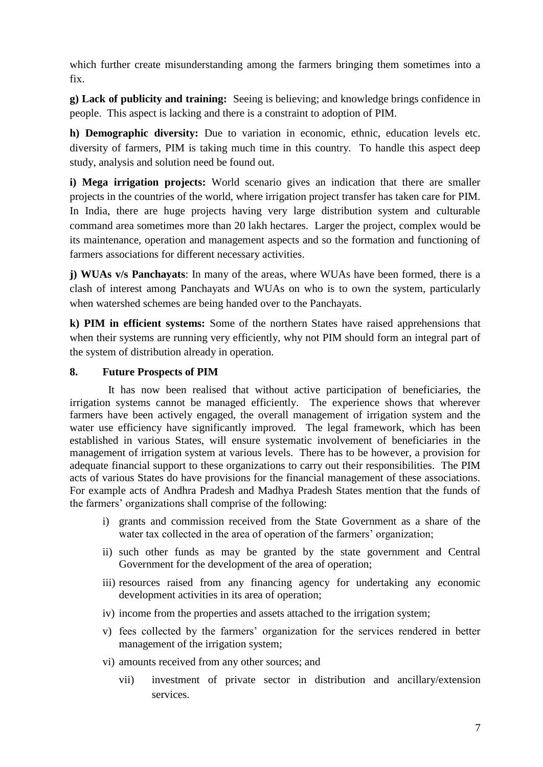which further create misunderstanding among the farmers bringing them sometimes into a fix.

**g) Lack of publicity and training:** Seeing is believing; and knowledge brings confidence in people. This aspect is lacking and there is a constraint to adoption of PIM.

**h) Demographic diversity:** Due to variation in economic, ethnic, education levels etc. diversity of farmers, PIM is taking much time in this country. To handle this aspect deep study, analysis and solution need be found out.

**i) Mega irrigation projects:** World scenario gives an indication that there are smaller projects in the countries of the world, where irrigation project transfer has taken care for PIM. In India, there are huge projects having very large distribution system and culturable command area sometimes more than 20 lakh hectares. Larger the project, complex would be its maintenance, operation and management aspects and so the formation and functioning of farmers associations for different necessary activities.

**j) WUAs v/s Panchayats**: In many of the areas, where WUAs have been formed, there is a clash of interest among Panchayats and WUAs on who is to own the system, particularly when watershed schemes are being handed over to the Panchayats.

**k) PIM in efficient systems:** Some of the northern States have raised apprehensions that when their systems are running very efficiently, why not PIM should form an integral part of the system of distribution already in operation.

## 8. Future Prospects of PIM

It has now been realised that without active participation of beneficiaries, the irrigation systems cannot be managed efficiently. The experience shows that wherever farmers have been actively engaged, the overall management of irrigation system and the water use efficiency have significantly improved. The legal framework, which has been established in various States, will ensure systematic involvement of beneficiaries in the management of irrigation system at various levels. There has to be however, a provision for adequate financial support to these organizations to carry out their responsibilities. The PIM acts of various States do have provisions for the financial management of these associations. For example acts of Andhra Pradesh and Madhya Pradesh States mention that the funds of the farmers' organizations shall comprise of the following:

i) grants and commission received from the State Government as a share of the water tax collected in the area of operation of the farmers' organization;

ii) such other funds as may be granted by the state government and Central Government for the development of the area of operation;

iii) resources raised from any financing agency for undertaking any economic development activities in its area of operation;

iv) income from the properties and assets attached to the irrigation system;

v) fees collected by the farmers' organization for the services rendered in better management of the irrigation system;

vi) amounts received from any other sources; and

vii) investment of private sector in distribution and ancillary/extension services.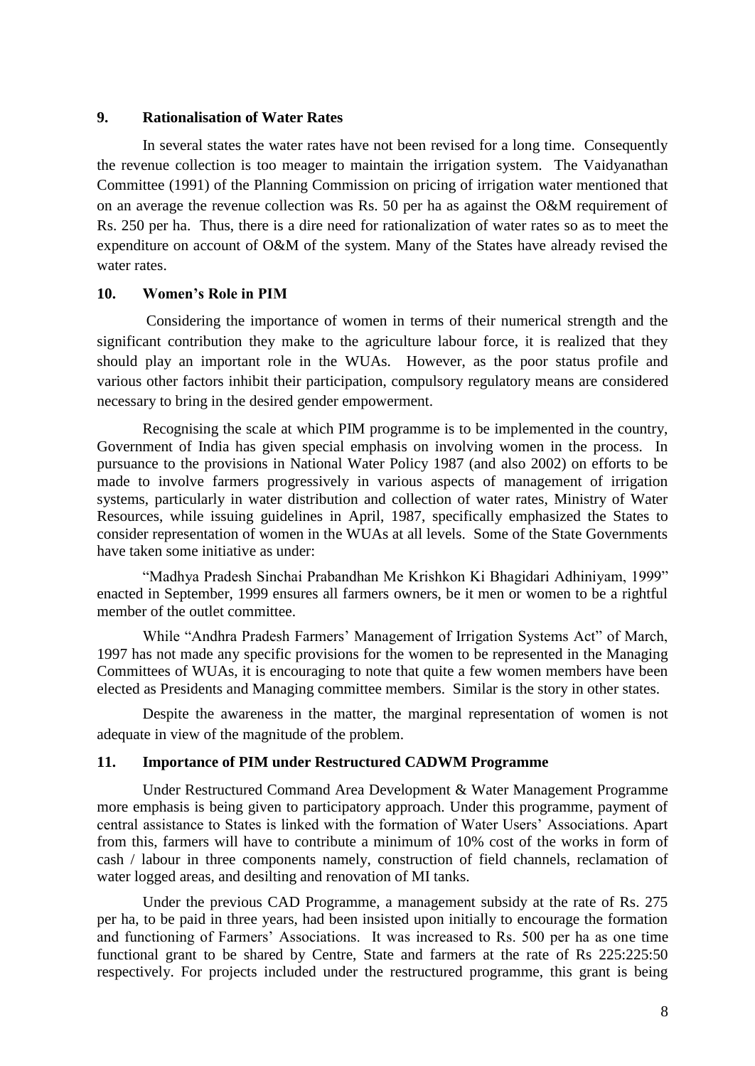## 9. Rationalisation of Water Rates

In several states the water rates have not been revised for a long time. Consequently the revenue collection is too meager to maintain the irrigation system. The Vaidyanathan Committee (1991) of the Planning Commission on pricing of irrigation water mentioned that on an average the revenue collection was Rs. 50 per ha as against the O&M requirement of Rs. 250 per ha. Thus, there is a dire need for rationalization of water rates so as to meet the expenditure on account of O&M of the system. Many of the States have already revised the water rates.

## 10. Women's Role in PIM

Considering the importance of women in terms of their numerical strength and the significant contribution they make to the agriculture labour force, it is realized that they should play an important role in the WUAs. However, as the poor status profile and various other factors inhibit their participation, compulsory regulatory means are considered necessary to bring in the desired gender empowerment.

Recognising the scale at which PIM programme is to be implemented in the country, Government of India has given special emphasis on involving women in the process. In pursuance to the provisions in National Water Policy 1987 (and also 2002) on efforts to be made to involve farmers progressively in various aspects of management of irrigation systems, particularly in water distribution and collection of water rates, Ministry of Water Resources, while issuing guidelines in April, 1987, specifically emphasized the States to consider representation of women in the WUAs at all levels. Some of the State Governments have taken some initiative as under:

"Madhya Pradesh Sinchai Prabandhan Me Krishkon Ki Bhagidari Adhiniyam, 1999" enacted in September, 1999 ensures all farmers owners, be it men or women to be a rightful member of the outlet committee.

While "Andhra Pradesh Farmers' Management of Irrigation Systems Act" of March, 1997 has not made any specific provisions for the women to be represented in the Managing Committees of WUAs, it is encouraging to note that quite a few women members have been elected as Presidents and Managing committee members. Similar is the story in other states.

Despite the awareness in the matter, the marginal representation of women is not adequate in view of the magnitude of the problem.

## 11. Importance of PIM under Restructured CADWM Programme

Under Restructured Command Area Development & Water Management Programme more emphasis is being given to participatory approach. Under this programme, payment of central assistance to States is linked with the formation of Water Users' Associations. Apart from this, farmers will have to contribute a minimum of 10% cost of the works in form of cash / labour in three components namely, construction of field channels, reclamation of water logged areas, and desilting and renovation of MI tanks.

Under the previous CAD Programme, a management subsidy at the rate of Rs. 275 per ha, to be paid in three years, had been insisted upon initially to encourage the formation and functioning of Farmers' Associations. It was increased to Rs. 500 per ha as one time functional grant to be shared by Centre, State and farmers at the rate of Rs 225:225:50 respectively. For projects included under the restructured programme, this grant is being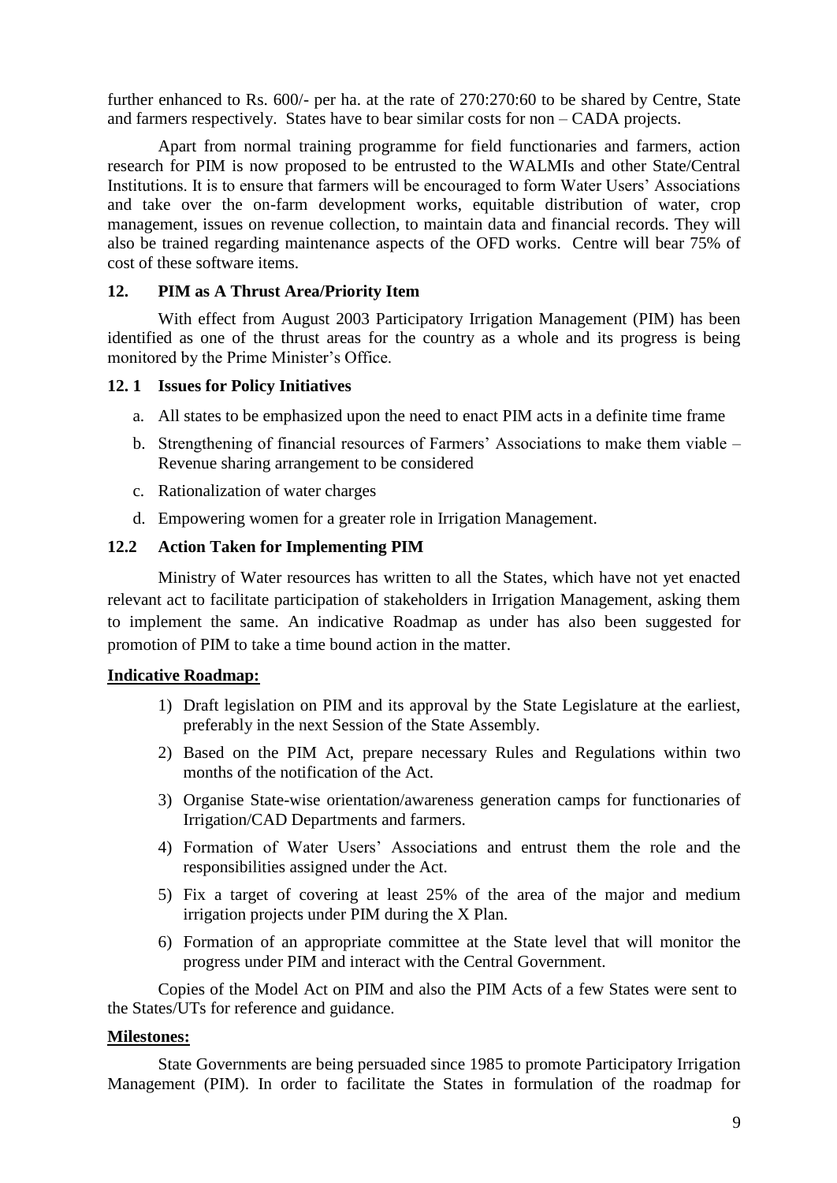further enhanced to Rs. 600/- per ha. at the rate of 270:270:60 to be shared by Centre, State and farmers respectively. States have to bear similar costs for non – CADA projects.

Apart from normal training programme for field functionaries and farmers, action research for PIM is now proposed to be entrusted to the WALMIs and other State/Central Institutions. It is to ensure that farmers will be encouraged to form Water Users' Associations and take over the on-farm development works, equitable distribution of water, crop management, issues on revenue collection, to maintain data and financial records. They will also be trained regarding maintenance aspects of the OFD works. Centre will bear 75% of cost of these software items.

### 12. PIM as A Thrust Area/Priority Item

With effect from August 2003 Participatory Irrigation Management (PIM) has been identified as one of the thrust areas for the country as a whole and its progress is being monitored by the Prime Minister's Office.

### 12. 1 Issues for Policy Initiatives

a. All states to be emphasized upon the need to enact PIM acts in a definite time frame
b. Strengthening of financial resources of Farmers' Associations to make them viable – Revenue sharing arrangement to be considered
c. Rationalization of water charges
d. Empowering women for a greater role in Irrigation Management.

### 12.2 Action Taken for Implementing PIM

Ministry of Water resources has written to all the States, which have not yet enacted relevant act to facilitate participation of stakeholders in Irrigation Management, asking them to implement the same. An indicative Roadmap as under has also been suggested for promotion of PIM to take a time bound action in the matter.

**Indicative Roadmap:**

1) Draft legislation on PIM and its approval by the State Legislature at the earliest, preferably in the next Session of the State Assembly.
2) Based on the PIM Act, prepare necessary Rules and Regulations within two months of the notification of the Act.
3) Organise State-wise orientation/awareness generation camps for functionaries of Irrigation/CAD Departments and farmers.
4) Formation of Water Users' Associations and entrust them the role and the responsibilities assigned under the Act.
5) Fix a target of covering at least 25% of the area of the major and medium irrigation projects under PIM during the X Plan.
6) Formation of an appropriate committee at the State level that will monitor the progress under PIM and interact with the Central Government.

Copies of the Model Act on PIM and also the PIM Acts of a few States were sent to the States/UTs for reference and guidance.

**Milestones:**

State Governments are being persuaded since 1985 to promote Participatory Irrigation Management (PIM). In order to facilitate the States in formulation of the roadmap for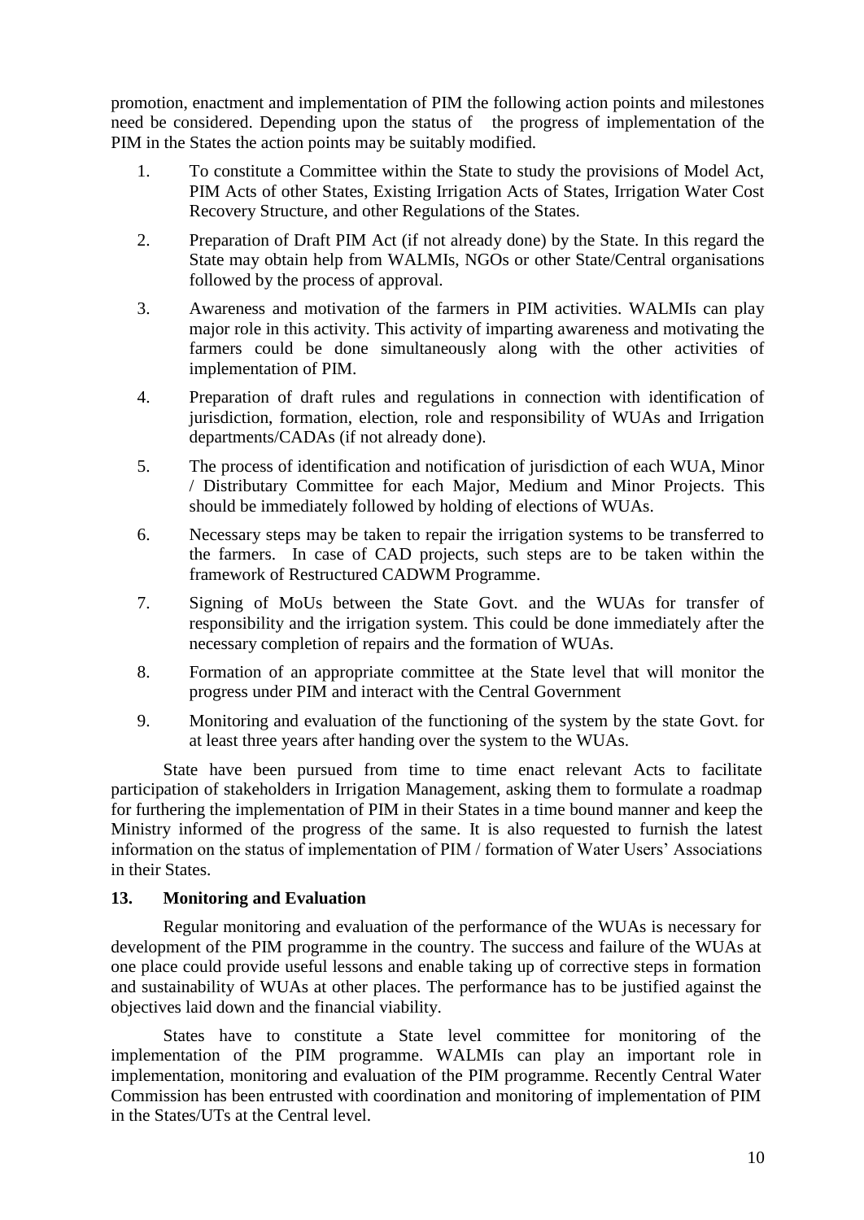promotion, enactment and implementation of PIM the following action points and milestones need be considered. Depending upon the status of the progress of implementation of the PIM in the States the action points may be suitably modified.

1. To constitute a Committee within the State to study the provisions of Model Act, PIM Acts of other States, Existing Irrigation Acts of States, Irrigation Water Cost Recovery Structure, and other Regulations of the States.
2. Preparation of Draft PIM Act (if not already done) by the State. In this regard the State may obtain help from WALMIs, NGOs or other State/Central organisations followed by the process of approval.
3. Awareness and motivation of the farmers in PIM activities. WALMIs can play major role in this activity. This activity of imparting awareness and motivating the farmers could be done simultaneously along with the other activities of implementation of PIM.
4. Preparation of draft rules and regulations in connection with identification of jurisdiction, formation, election, role and responsibility of WUAs and Irrigation departments/CADAs (if not already done).
5. The process of identification and notification of jurisdiction of each WUA, Minor / Distributary Committee for each Major, Medium and Minor Projects. This should be immediately followed by holding of elections of WUAs.
6. Necessary steps may be taken to repair the irrigation systems to be transferred to the farmers. In case of CAD projects, such steps are to be taken within the framework of Restructured CADWM Programme.
7. Signing of MoUs between the State Govt. and the WUAs for transfer of responsibility and the irrigation system. This could be done immediately after the necessary completion of repairs and the formation of WUAs.
8. Formation of an appropriate committee at the State level that will monitor the progress under PIM and interact with the Central Government
9. Monitoring and evaluation of the functioning of the system by the state Govt. for at least three years after handing over the system to the WUAs.

State have been pursued from time to time enact relevant Acts to facilitate participation of stakeholders in Irrigation Management, asking them to formulate a roadmap for furthering the implementation of PIM in their States in a time bound manner and keep the Ministry informed of the progress of the same. It is also requested to furnish the latest information on the status of implementation of PIM / formation of Water Users' Associations in their States.

## 13. Monitoring and Evaluation

Regular monitoring and evaluation of the performance of the WUAs is necessary for development of the PIM programme in the country. The success and failure of the WUAs at one place could provide useful lessons and enable taking up of corrective steps in formation and sustainability of WUAs at other places. The performance has to be justified against the objectives laid down and the financial viability.

States have to constitute a State level committee for monitoring of the implementation of the PIM programme. WALMIs can play an important role in implementation, monitoring and evaluation of the PIM programme. Recently Central Water Commission has been entrusted with coordination and monitoring of implementation of PIM in the States/UTs at the Central level.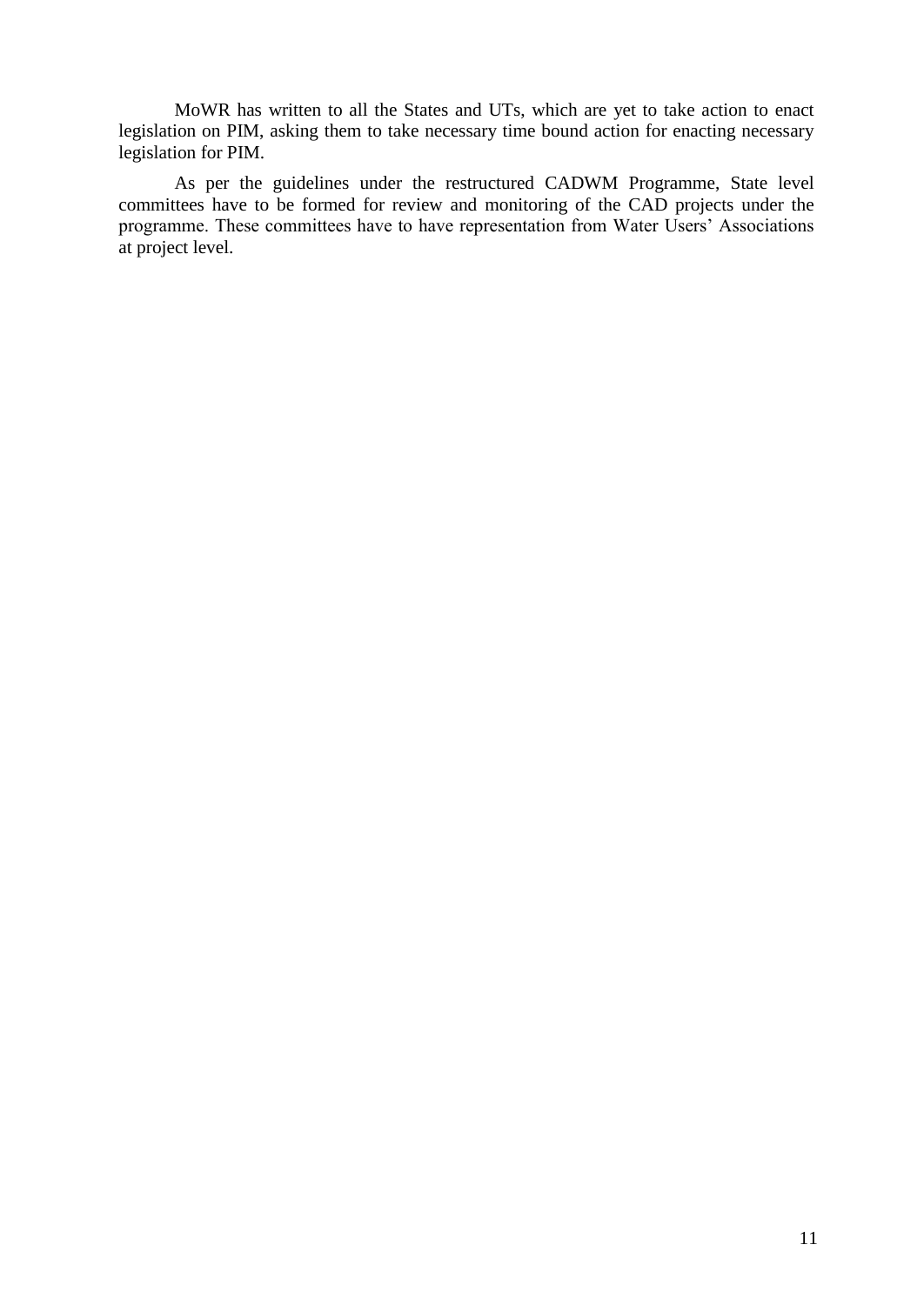MoWR has written to all the States and UTs, which are yet to take action to enact legislation on PIM, asking them to take necessary time bound action for enacting necessary legislation for PIM.

As per the guidelines under the restructured CADWM Programme, State level committees have to be formed for review and monitoring of the CAD projects under the programme. These committees have to have representation from Water Users' Associations at project level.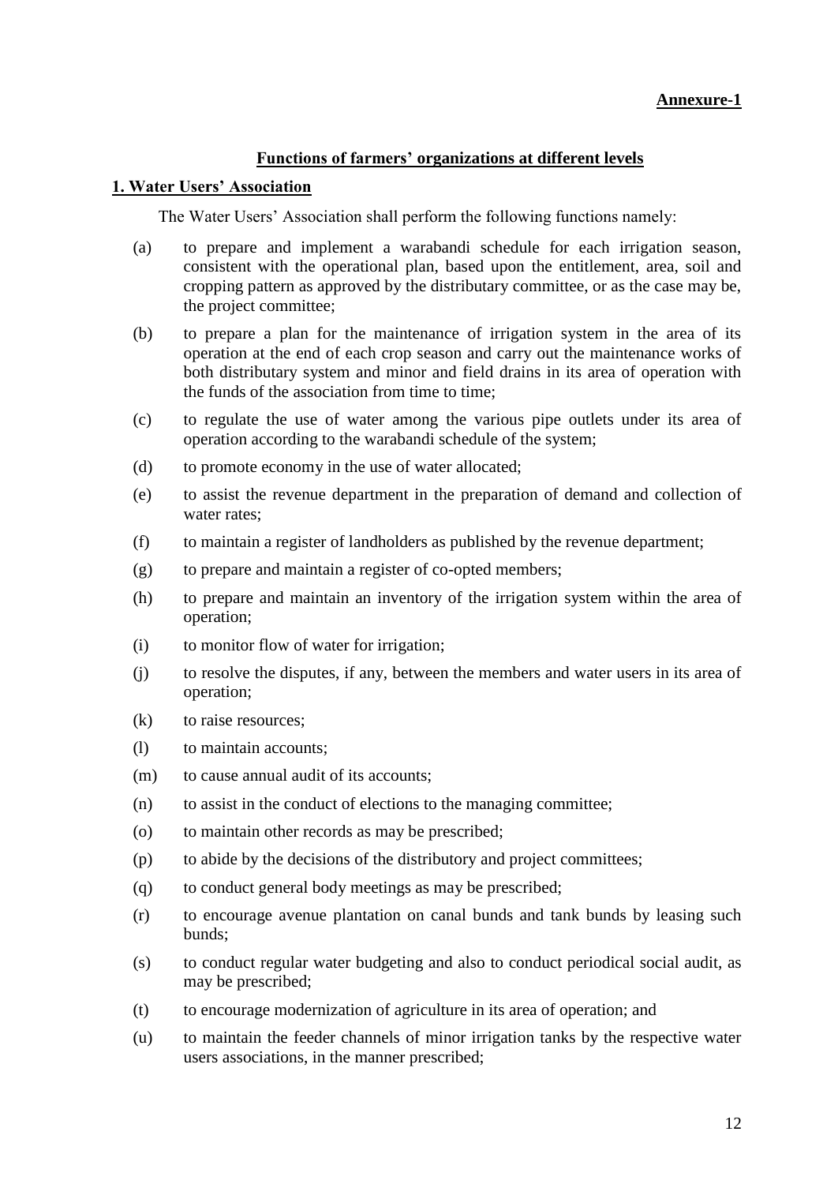**Annexure-1**

## Functions of farmers' organizations at different levels

### 1. Water Users' Association

The Water Users' Association shall perform the following functions namely:

(a) to prepare and implement a warabandi schedule for each irrigation season, consistent with the operational plan, based upon the entitlement, area, soil and cropping pattern as approved by the distributary committee, or as the case may be, the project committee;

(b) to prepare a plan for the maintenance of irrigation system in the area of its operation at the end of each crop season and carry out the maintenance works of both distributary system and minor and field drains in its area of operation with the funds of the association from time to time;

(c) to regulate the use of water among the various pipe outlets under its area of operation according to the warabandi schedule of the system;

(d) to promote economy in the use of water allocated;

(e) to assist the revenue department in the preparation of demand and collection of water rates;

(f) to maintain a register of landholders as published by the revenue department;

(g) to prepare and maintain a register of co-opted members;

(h) to prepare and maintain an inventory of the irrigation system within the area of operation;

(i) to monitor flow of water for irrigation;

(j) to resolve the disputes, if any, between the members and water users in its area of operation;

(k) to raise resources;

(l) to maintain accounts;

(m) to cause annual audit of its accounts;

(n) to assist in the conduct of elections to the managing committee;

(o) to maintain other records as may be prescribed;

(p) to abide by the decisions of the distributory and project committees;

(q) to conduct general body meetings as may be prescribed;

(r) to encourage avenue plantation on canal bunds and tank bunds by leasing such bunds;

(s) to conduct regular water budgeting and also to conduct periodical social audit, as may be prescribed;

(t) to encourage modernization of agriculture in its area of operation; and

(u) to maintain the feeder channels of minor irrigation tanks by the respective water users associations, in the manner prescribed;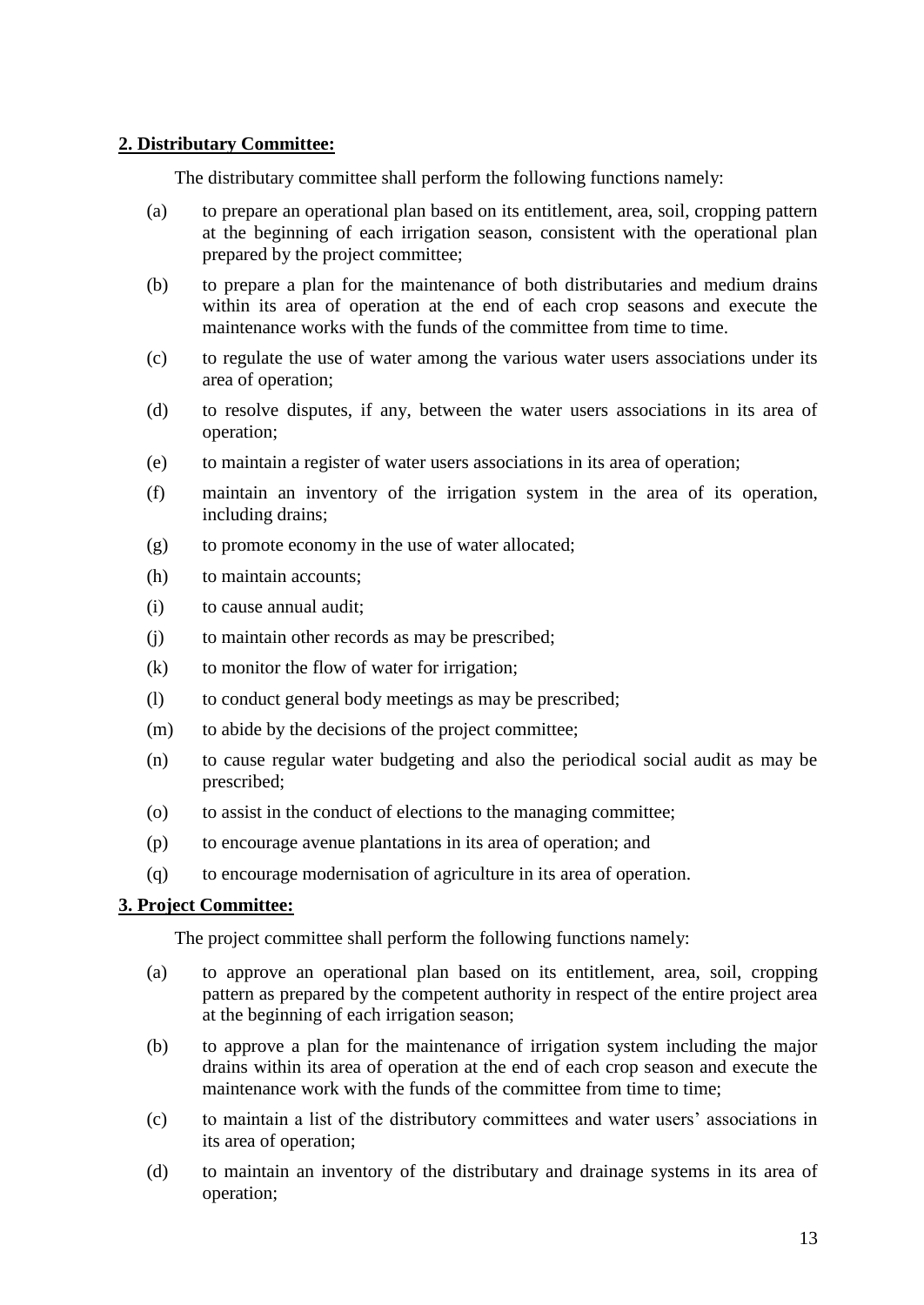**2. Distributary Committee:**

The distributary committee shall perform the following functions namely:

(a) to prepare an operational plan based on its entitlement, area, soil, cropping pattern at the beginning of each irrigation season, consistent with the operational plan prepared by the project committee;

(b) to prepare a plan for the maintenance of both distributaries and medium drains within its area of operation at the end of each crop seasons and execute the maintenance works with the funds of the committee from time to time.

(c) to regulate the use of water among the various water users associations under its area of operation;

(d) to resolve disputes, if any, between the water users associations in its area of operation;

(e) to maintain a register of water users associations in its area of operation;

(f) maintain an inventory of the irrigation system in the area of its operation, including drains;

(g) to promote economy in the use of water allocated;

(h) to maintain accounts;

(i) to cause annual audit;

(j) to maintain other records as may be prescribed;

(k) to monitor the flow of water for irrigation;

(l) to conduct general body meetings as may be prescribed;

(m) to abide by the decisions of the project committee;

(n) to cause regular water budgeting and also the periodical social audit as may be prescribed;

(o) to assist in the conduct of elections to the managing committee;

(p) to encourage avenue plantations in its area of operation; and

(q) to encourage modernisation of agriculture in its area of operation.

**3. Project Committee:**

The project committee shall perform the following functions namely:

(a) to approve an operational plan based on its entitlement, area, soil, cropping pattern as prepared by the competent authority in respect of the entire project area at the beginning of each irrigation season;

(b) to approve a plan for the maintenance of irrigation system including the major drains within its area of operation at the end of each crop season and execute the maintenance work with the funds of the committee from time to time;

(c) to maintain a list of the distributory committees and water users' associations in its area of operation;

(d) to maintain an inventory of the distributary and drainage systems in its area of operation;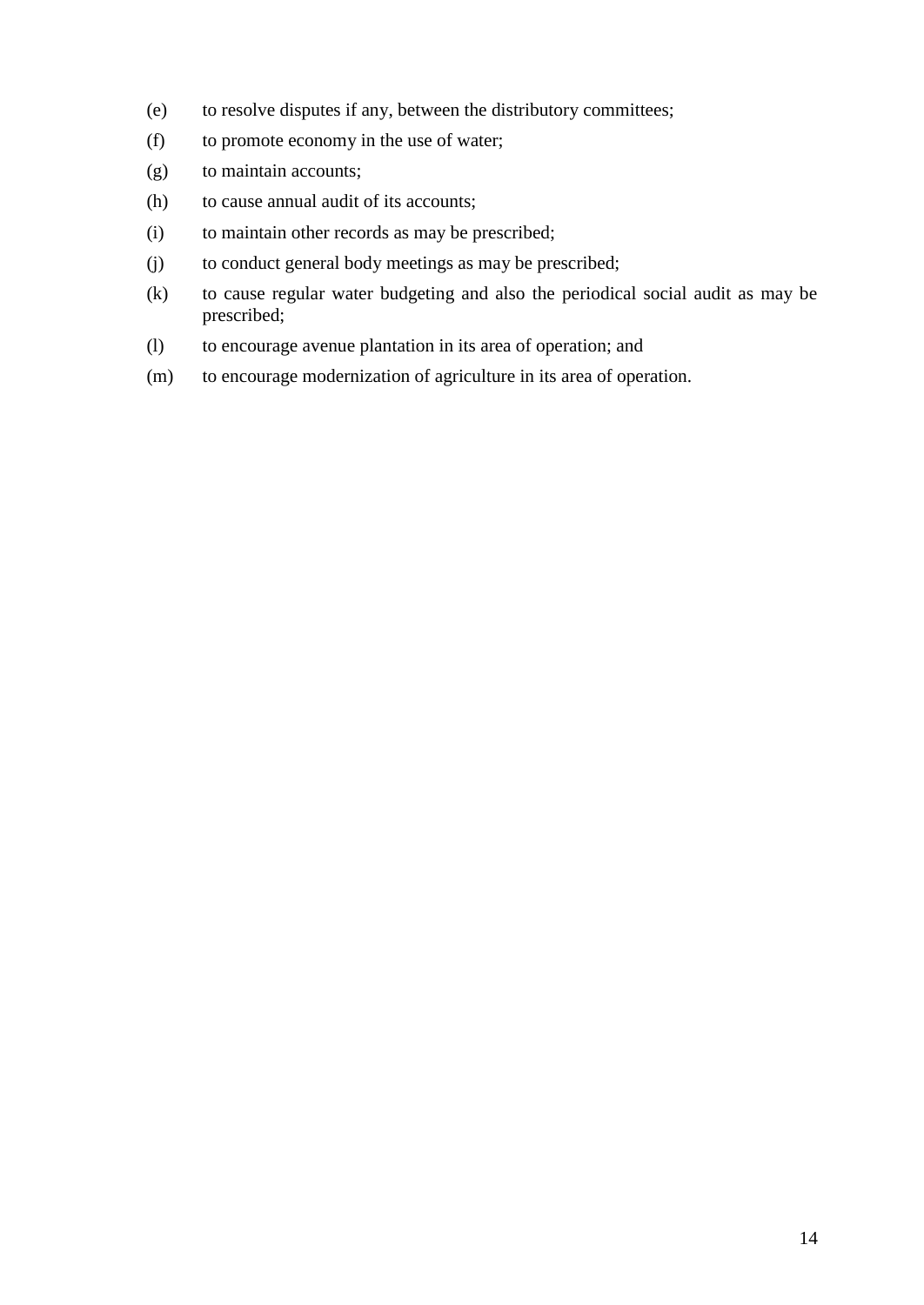(e) to resolve disputes if any, between the distributory committees;

(f) to promote economy in the use of water;

(g) to maintain accounts;

(h) to cause annual audit of its accounts;

(i) to maintain other records as may be prescribed;

(j) to conduct general body meetings as may be prescribed;

(k) to cause regular water budgeting and also the periodical social audit as may be prescribed;

(l) to encourage avenue plantation in its area of operation; and

(m) to encourage modernization of agriculture in its area of operation.